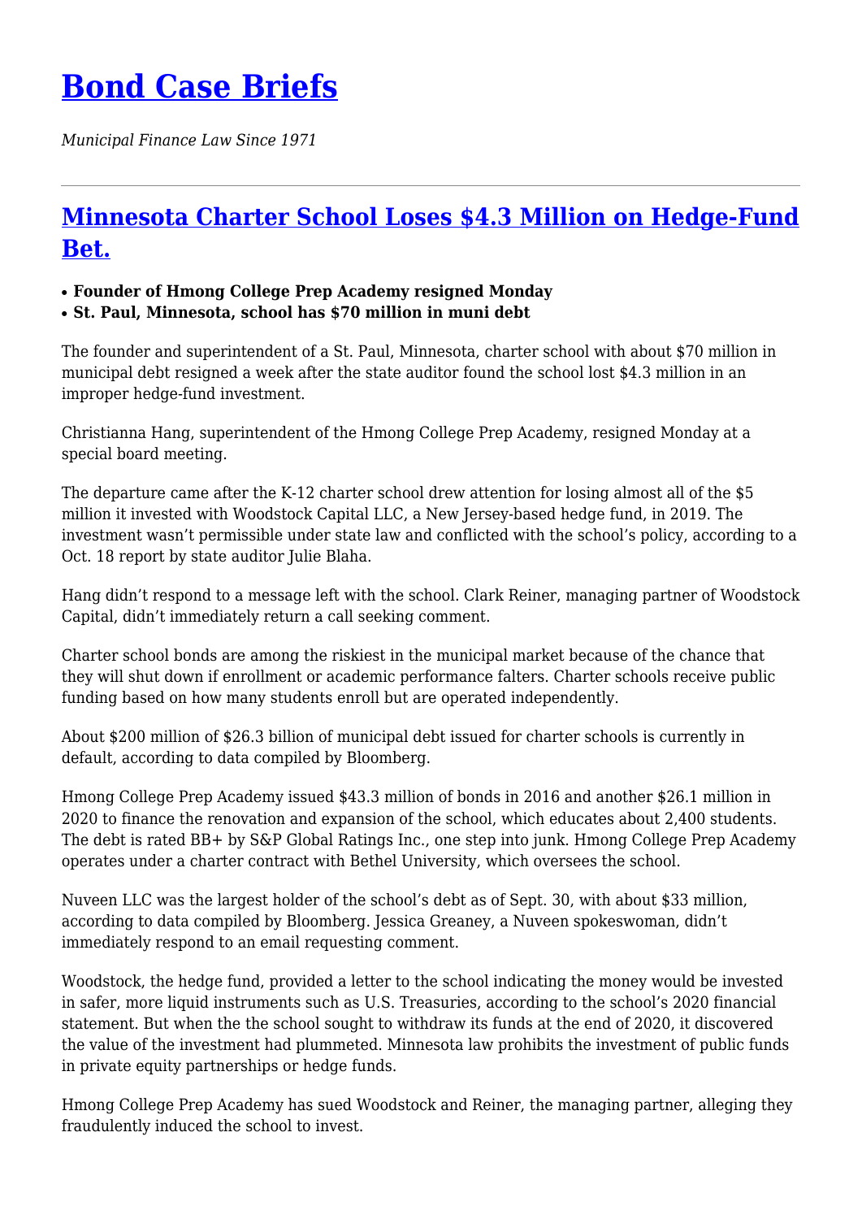# Bond Case Briefs

*Municipal Finance Law Since 1971*

---

## Minnesota Charter School Loses $4.3 Million on Hedge-Fund Bet.

- **Founder of Hmong College Prep Academy resigned Monday**
- **St. Paul, Minnesota, school has $70 million in muni debt**

The founder and superintendent of a St. Paul, Minnesota, charter school with about $70 million in municipal debt resigned a week after the state auditor found the school lost $4.3 million in an improper hedge-fund investment.

Christianna Hang, superintendent of the Hmong College Prep Academy, resigned Monday at a special board meeting.

The departure came after the K-12 charter school drew attention for losing almost all of the $5 million it invested with Woodstock Capital LLC, a New Jersey-based hedge fund, in 2019. The investment wasn't permissible under state law and conflicted with the school's policy, according to a Oct. 18 report by state auditor Julie Blaha.

Hang didn't respond to a message left with the school. Clark Reiner, managing partner of Woodstock Capital, didn't immediately return a call seeking comment.

Charter school bonds are among the riskiest in the municipal market because of the chance that they will shut down if enrollment or academic performance falters. Charter schools receive public funding based on how many students enroll but are operated independently.

About $200 million of $26.3 billion of municipal debt issued for charter schools is currently in default, according to data compiled by Bloomberg.

Hmong College Prep Academy issued $43.3 million of bonds in 2016 and another $26.1 million in 2020 to finance the renovation and expansion of the school, which educates about 2,400 students. The debt is rated BB+ by S&P Global Ratings Inc., one step into junk. Hmong College Prep Academy operates under a charter contract with Bethel University, which oversees the school.

Nuveen LLC was the largest holder of the school's debt as of Sept. 30, with about $33 million, according to data compiled by Bloomberg. Jessica Greaney, a Nuveen spokeswoman, didn't immediately respond to an email requesting comment.

Woodstock, the hedge fund, provided a letter to the school indicating the money would be invested in safer, more liquid instruments such as U.S. Treasuries, according to the school's 2020 financial statement. But when the the school sought to withdraw its funds at the end of 2020, it discovered the value of the investment had plummeted. Minnesota law prohibits the investment of public funds in private equity partnerships or hedge funds.

Hmong College Prep Academy has sued Woodstock and Reiner, the managing partner, alleging they fraudulently induced the school to invest.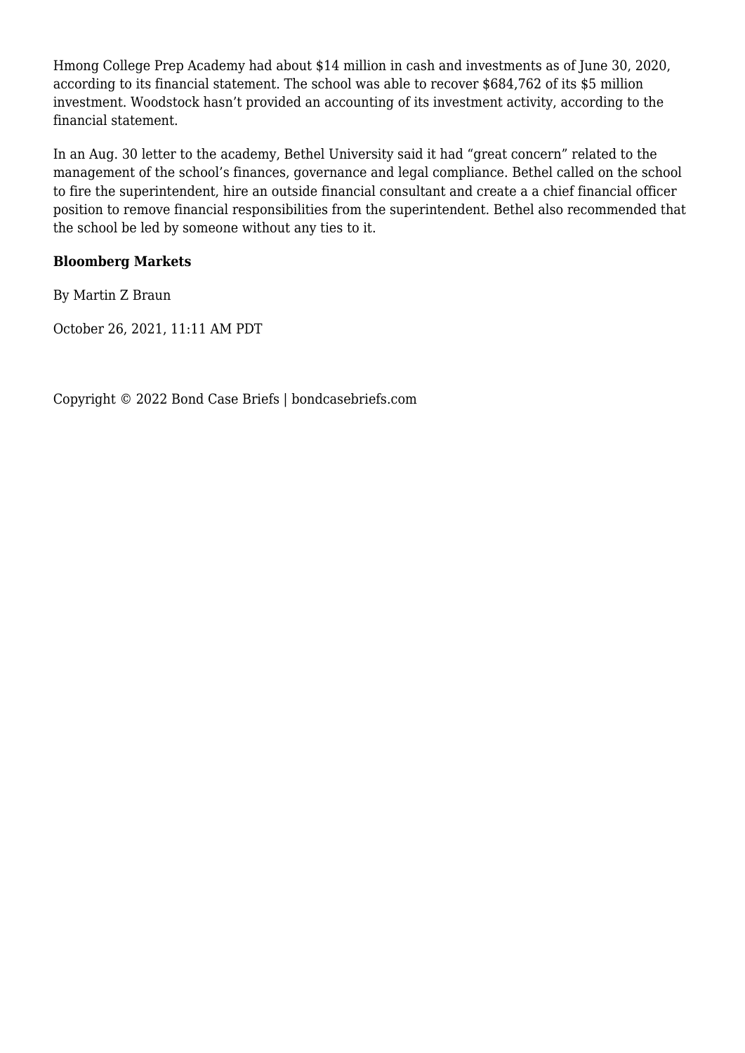Hmong College Prep Academy had about $14 million in cash and investments as of June 30, 2020, according to its financial statement. The school was able to recover $684,762 of its $5 million investment. Woodstock hasn't provided an accounting of its investment activity, according to the financial statement.

In an Aug. 30 letter to the academy, Bethel University said it had "great concern" related to the management of the school's finances, governance and legal compliance. Bethel called on the school to fire the superintendent, hire an outside financial consultant and create a a chief financial officer position to remove financial responsibilities from the superintendent. Bethel also recommended that the school be led by someone without any ties to it.

**Bloomberg Markets**

By Martin Z Braun

October 26, 2021, 11:11 AM PDT

Copyright © 2022 Bond Case Briefs | bondcasebriefs.com